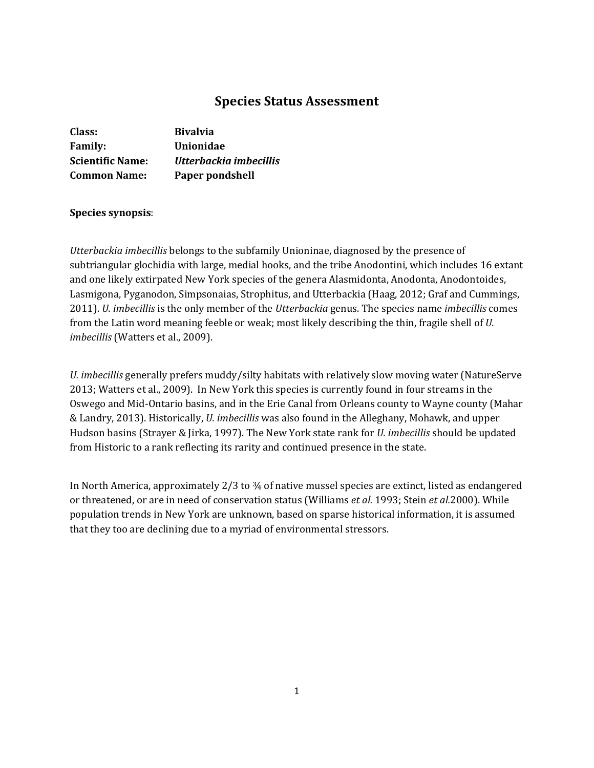# Species Status Assessment

**Class:** **Bivalvia**
**Family:** **Unionidae**
**Scientific Name:** ***Utterbackia imbecillis***
**Common Name:** **Paper pondshell**

**Species synopsis**:

*Utterbackia imbecillis* belongs to the subfamily Unioninae, diagnosed by the presence of subtriangular glochidia with large, medial hooks, and the tribe Anodontini, which includes 16 extant and one likely extirpated New York species of the genera Alasmidonta, Anodonta, Anodontoides, Lasmigona, Pyganodon, Simpsonaias, Strophitus, and Utterbackia (Haag, 2012; Graf and Cummings, 2011). *U. imbecillis* is the only member of the *Utterbackia* genus. The species name *imbecillis* comes from the Latin word meaning feeble or weak; most likely describing the thin, fragile shell of *U. imbecillis* (Watters et al., 2009).

*U. imbecillis* generally prefers muddy/silty habitats with relatively slow moving water (NatureServe 2013; Watters et al., 2009). In New York this species is currently found in four streams in the Oswego and Mid-Ontario basins, and in the Erie Canal from Orleans county to Wayne county (Mahar & Landry, 2013). Historically, *U. imbecillis* was also found in the Alleghany, Mohawk, and upper Hudson basins (Strayer & Jirka, 1997). The New York state rank for *U. imbecillis* should be updated from Historic to a rank reflecting its rarity and continued presence in the state.

In North America, approximately 2/3 to ¾ of native mussel species are extinct, listed as endangered or threatened, or are in need of conservation status (Williams *et al.* 1993; Stein *et al.*2000). While population trends in New York are unknown, based on sparse historical information, it is assumed that they too are declining due to a myriad of environmental stressors.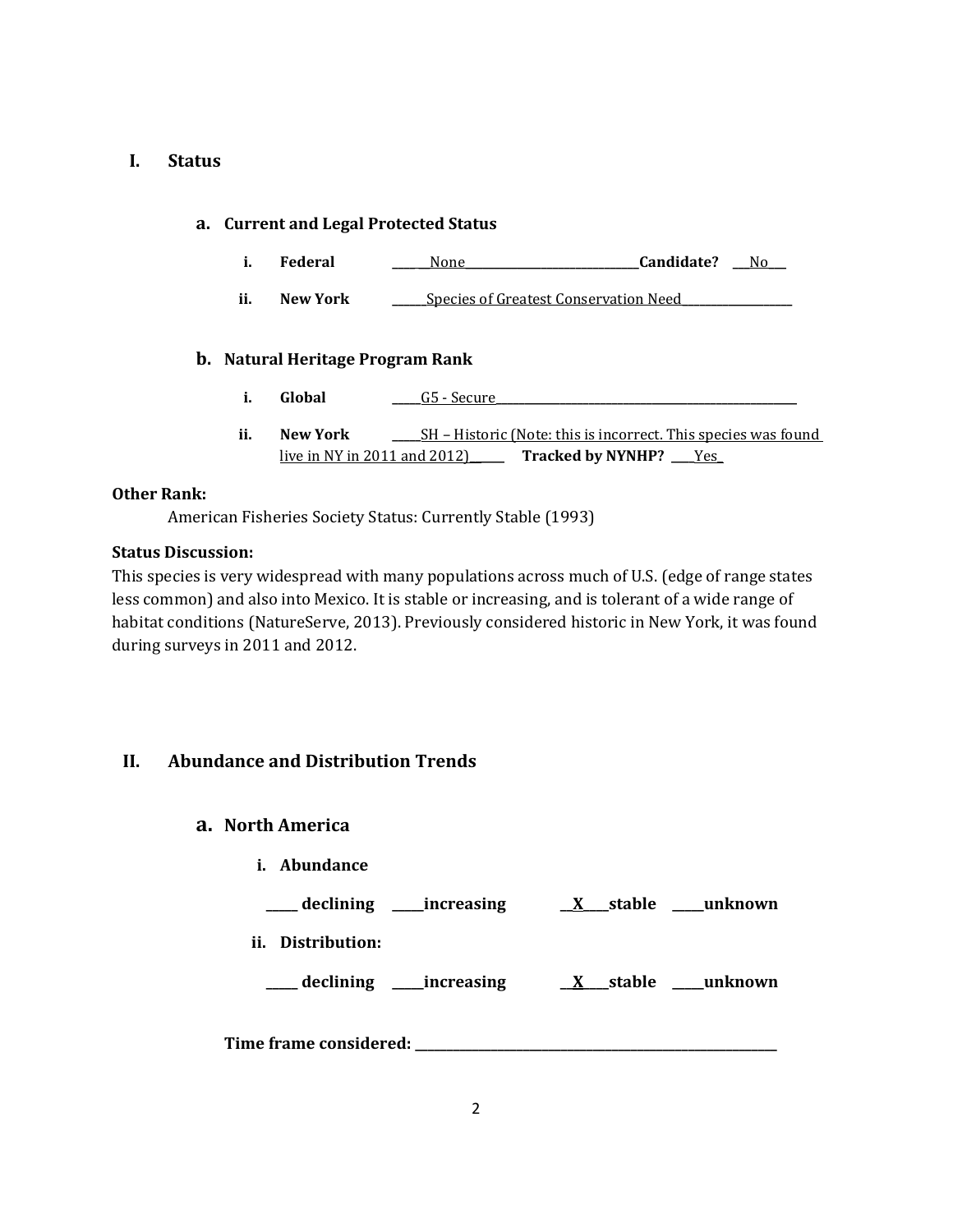## I. Status

### a. Current and Legal Protected Status

- **i. Federal** ____None____ **Candidate?** ___No___
- **ii. New York** ____Species of Greatest Conservation Need____

### b. Natural Heritage Program Rank

- **i. Global** ____G5 - Secure____
- **ii. New York** ____SH – Historic (Note: this is incorrect. This species was found live in NY in 2011 and 2012)____ **Tracked by NYNHP?** ____Yes_

**Other Rank:**

American Fisheries Society Status: Currently Stable (1993)

**Status Discussion:**

This species is very widespread with many populations across much of U.S. (edge of range states less common) and also into Mexico. It is stable or increasing, and is tolerant of a wide range of habitat conditions (NatureServe, 2013). Previously considered historic in New York, it was found during surveys in 2011 and 2012.

## II. Abundance and Distribution Trends

### a. North America

**i. Abundance**

____ declining ____increasing __X__stable ____unknown

**ii. Distribution:**

____ declining ____increasing __X__stable ____unknown

**Time frame considered:** ________________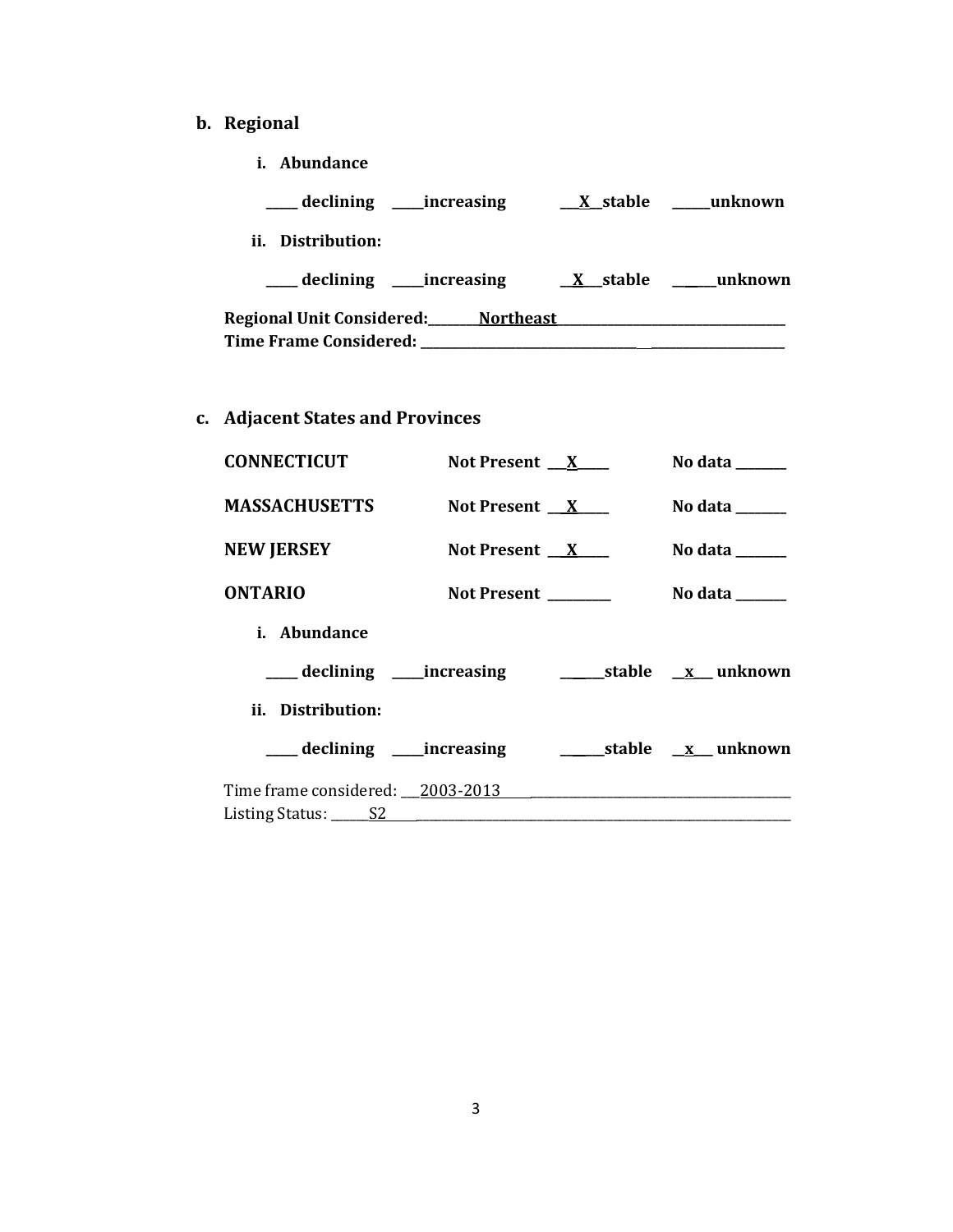**b. Regional**

**i. Abundance**

**____ declining ____increasing __X__stable ____unknown**

**ii. Distribution:**

**____ declining ____increasing __X__stable ____unknown**

**Regional Unit Considered:\_\_\_\_\_\_\_\_Northeast\_\_\_\_\_\_\_\_\_\_\_\_\_\_\_\_\_\_\_\_\_\_\_\_\_\_\_\_\_\_\_\_\_\_\_\_**
**Time Frame Considered: \_\_\_\_\_\_\_\_\_\_\_\_\_\_\_\_\_\_\_\_\_\_\_\_\_\_\_\_\_\_\_\_\_\_\_\_\_\_\_\_\_\_\_\_\_\_\_\_\_\_\_\_**

**c. Adjacent States and Provinces**

| | | |
|---|---|---|
| **CONNECTICUT** | **Not Present __X____** | **No data ______** |
| **MASSACHUSETTS** | **Not Present __X____** | **No data ______** |
| **NEW JERSEY** | **Not Present __X____** | **No data ______** |
| **ONTARIO** | **Not Present ________** | **No data ______** |

**i. Abundance**

**____ declining ____increasing _____stable __x__ unknown**

**ii. Distribution:**

**____ declining ____increasing _____stable __x__ unknown**

Time frame considered: \_\_\_2003-2013\_\_\_\_\_\_\_\_\_\_\_\_\_\_\_\_\_\_\_\_\_\_\_\_\_\_\_\_\_\_\_\_\_\_\_\_\_\_\_\_\_\_\_\_
Listing Status: \_\_\_\_\_S2\_\_\_\_\_\_\_\_\_\_\_\_\_\_\_\_\_\_\_\_\_\_\_\_\_\_\_\_\_\_\_\_\_\_\_\_\_\_\_\_\_\_\_\_\_\_\_\_\_\_\_\_\_\_\_\_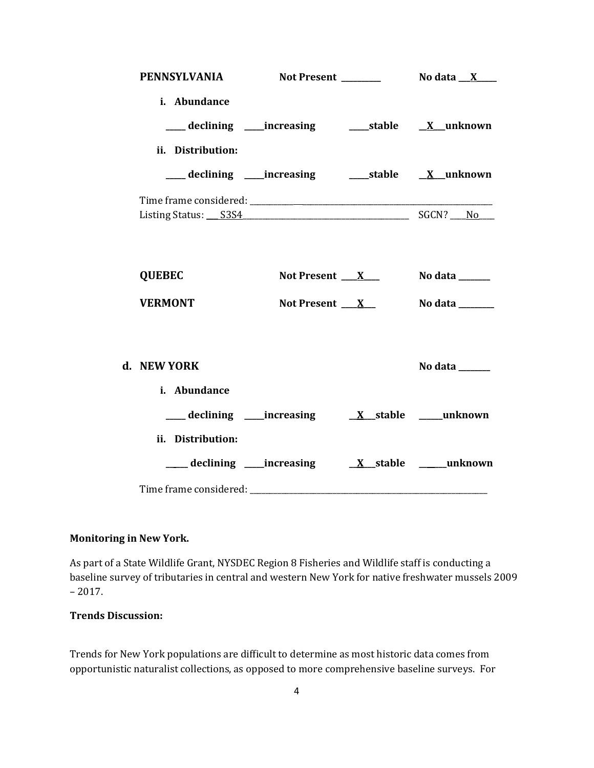**PENNSYLVANIA** Not Present _________ No data ___X_____

**i. Abundance**

_____ declining _____increasing _____stable __X__unknown

**ii. Distribution:**

_____ declining _____increasing _____stable __X__unknown

Time frame considered: ___________________________________________________________

Listing Status: ___S3S4___________________________________________ SGCN? ___No____

**QUEBEC** Not Present ___X___ No data _______

**VERMONT** Not Present ___X___ No data ________

**d. NEW YORK** No data _______

**i. Abundance**

_____ declining _____increasing __X__stable _____unknown

**ii. Distribution:**

_____ declining _____increasing __X__stable _____unknown

Time frame considered: ___________________________________________________________

**Monitoring in New York.**

As part of a State Wildlife Grant, NYSDEC Region 8 Fisheries and Wildlife staff is conducting a baseline survey of tributaries in central and western New York for native freshwater mussels 2009 – 2017.

**Trends Discussion:**

Trends for New York populations are difficult to determine as most historic data comes from opportunistic naturalist collections, as opposed to more comprehensive baseline surveys. For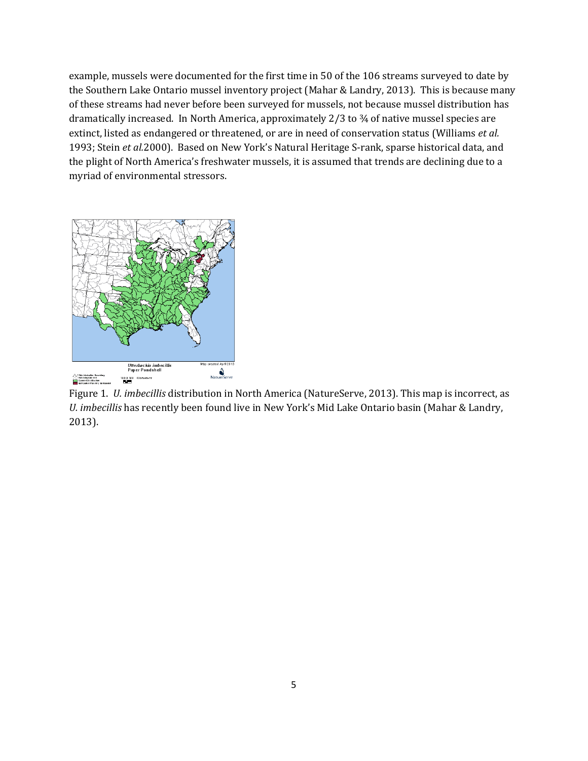example, mussels were documented for the first time in 50 of the 106 streams surveyed to date by the Southern Lake Ontario mussel inventory project (Mahar & Landry, 2013). This is because many of these streams had never before been surveyed for mussels, not because mussel distribution has dramatically increased. In North America, approximately 2/3 to ¾ of native mussel species are extinct, listed as endangered or threatened, or are in need of conservation status (Williams *et al.* 1993; Stein *et al.*2000). Based on New York's Natural Heritage S-rank, sparse historical data, and the plight of North America's freshwater mussels, it is assumed that trends are declining due to a myriad of environmental stressors.

Figure 1. *U. imbecillis* distribution in North America (NatureServe, 2013). This map is incorrect, as *U. imbecillis* has recently been found live in New York's Mid Lake Ontario basin (Mahar & Landry, 2013).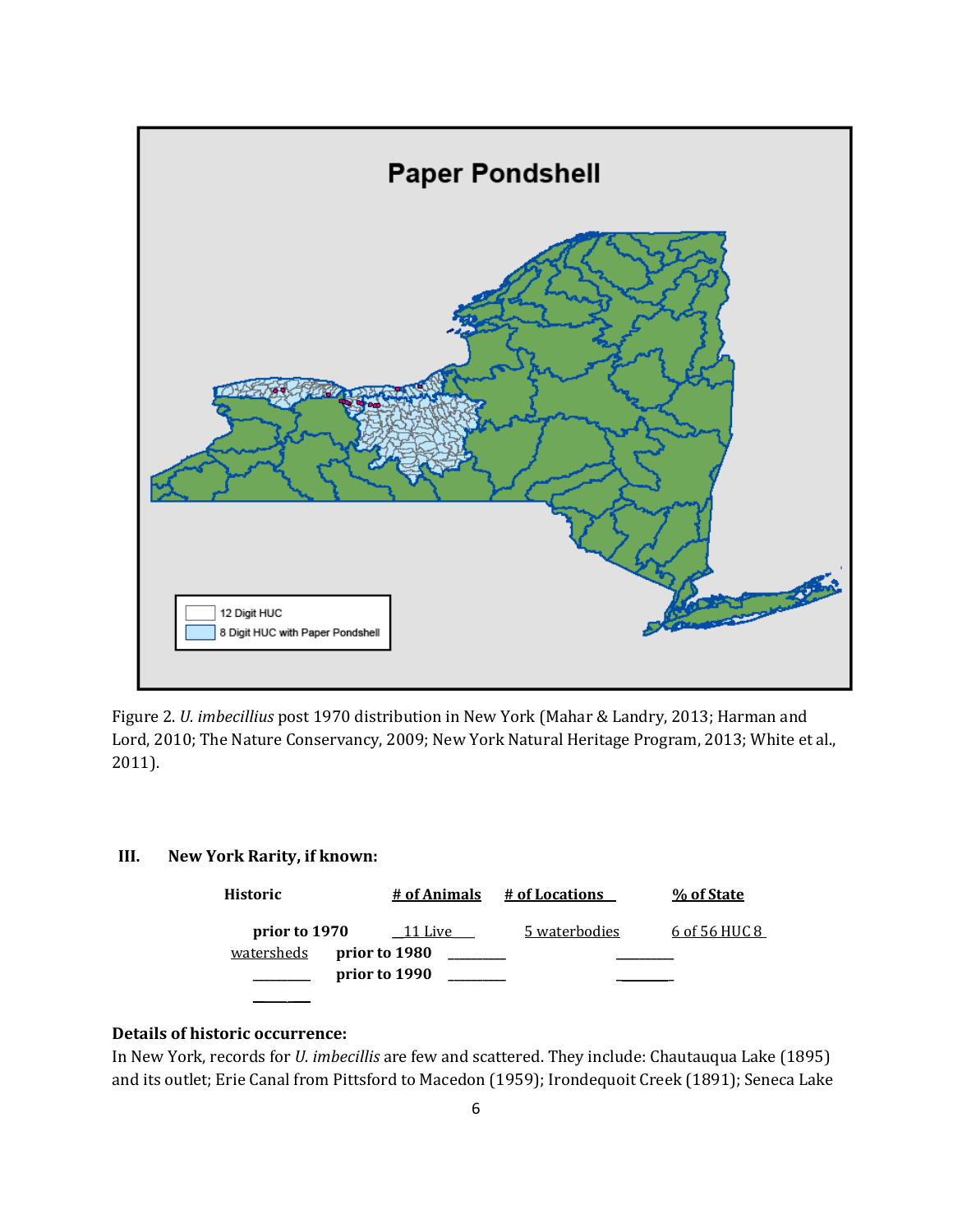Figure 2. *U. imbecillius* post 1970 distribution in New York (Mahar & Landry, 2013; Harman and Lord, 2010; The Nature Conservancy, 2009; New York Natural Heritage Program, 2013; White et al., 2011).

### III. New York Rarity, if known:

| Historic | # of Animals | # of Locations | % of State |
|---|---|---|---|
| prior to 1970 | 11 Live | 5 waterbodies | 6 of 56 HUC 8 watersheds |
| prior to 1980 | ________ | | ________ |
| prior to 1990 | ________ | | ________ |

**Details of historic occurrence:**

In New York, records for *U. imbecillis* are few and scattered. They include: Chautauqua Lake (1895) and its outlet; Erie Canal from Pittsford to Macedon (1959); Irondequoit Creek (1891); Seneca Lake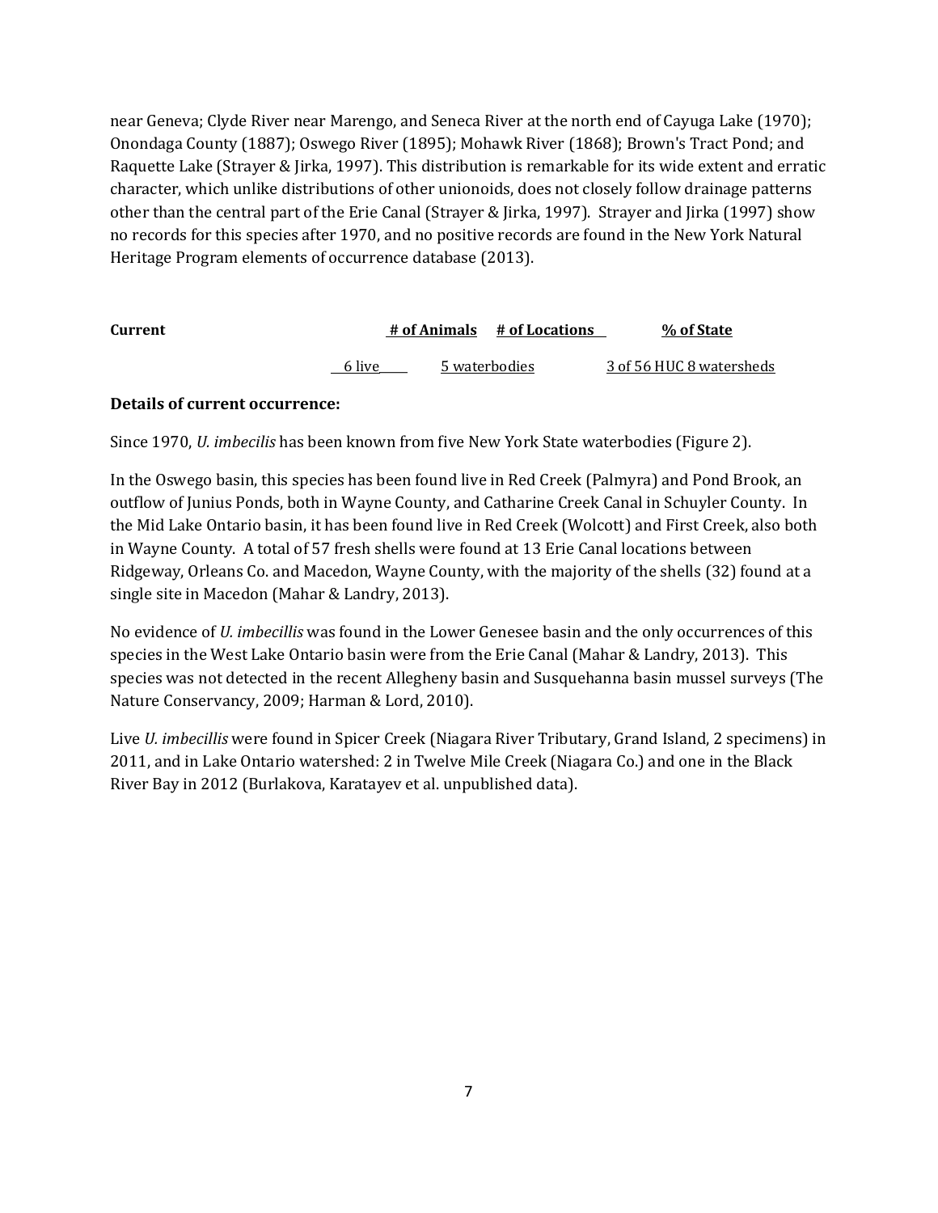near Geneva; Clyde River near Marengo, and Seneca River at the north end of Cayuga Lake (1970); Onondaga County (1887); Oswego River (1895); Mohawk River (1868); Brown's Tract Pond; and Raquette Lake (Strayer & Jirka, 1997). This distribution is remarkable for its wide extent and erratic character, which unlike distributions of other unionoids, does not closely follow drainage patterns other than the central part of the Erie Canal (Strayer & Jirka, 1997). Strayer and Jirka (1997) show no records for this species after 1970, and no positive records are found in the New York Natural Heritage Program elements of occurrence database (2013).

| Current | # of Animals | # of Locations | % of State |
|---|---|---|---|
| | 6 live | 5 waterbodies | 3 of 56 HUC 8 watersheds |

**Details of current occurrence:**

Since 1970, *U. imbecilis* has been known from five New York State waterbodies (Figure 2).

In the Oswego basin, this species has been found live in Red Creek (Palmyra) and Pond Brook, an outflow of Junius Ponds, both in Wayne County, and Catharine Creek Canal in Schuyler County. In the Mid Lake Ontario basin, it has been found live in Red Creek (Wolcott) and First Creek, also both in Wayne County. A total of 57 fresh shells were found at 13 Erie Canal locations between Ridgeway, Orleans Co. and Macedon, Wayne County, with the majority of the shells (32) found at a single site in Macedon (Mahar & Landry, 2013).

No evidence of *U. imbecillis* was found in the Lower Genesee basin and the only occurrences of this species in the West Lake Ontario basin were from the Erie Canal (Mahar & Landry, 2013). This species was not detected in the recent Allegheny basin and Susquehanna basin mussel surveys (The Nature Conservancy, 2009; Harman & Lord, 2010).

Live *U. imbecillis* were found in Spicer Creek (Niagara River Tributary, Grand Island, 2 specimens) in 2011, and in Lake Ontario watershed: 2 in Twelve Mile Creek (Niagara Co.) and one in the Black River Bay in 2012 (Burlakova, Karatayev et al. unpublished data).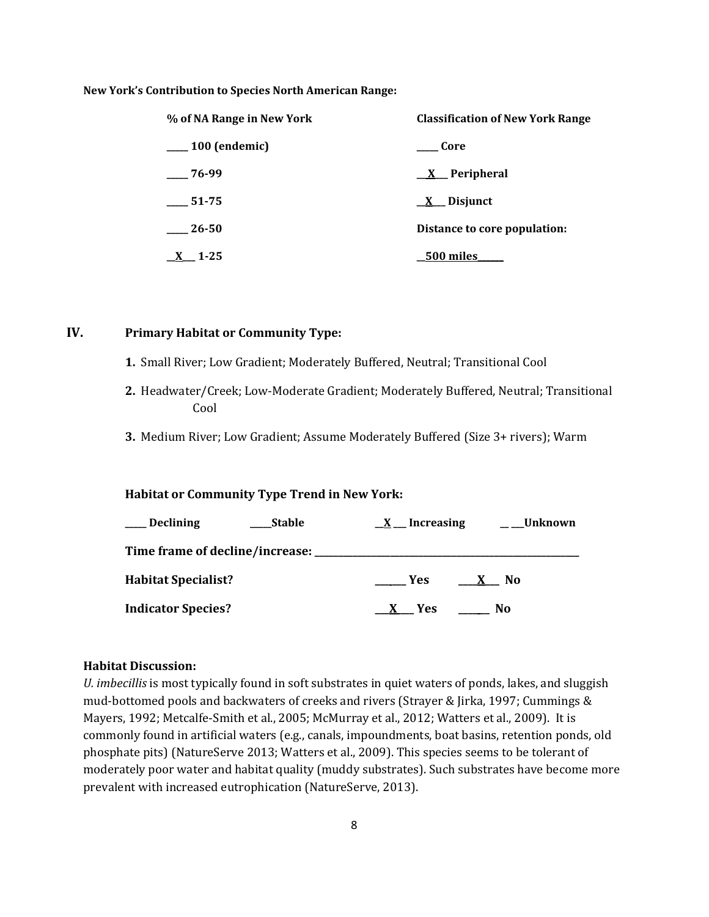**New York's Contribution to Species North American Range:**

| **% of NA Range in New York** | **Classification of New York Range** |
|---|---|
| ____ 100 (endemic) | ____ Core |
| ____ 76-99 | __X__ Peripheral |
| ____ 51-75 | __X__ Disjunct |
| ____ 26-50 | **Distance to core population:** |
| __X__ 1-25 | __500 miles______ |

## IV. Primary Habitat or Community Type:

1. Small River; Low Gradient; Moderately Buffered, Neutral; Transitional Cool
2. Headwater/Creek; Low-Moderate Gradient; Moderately Buffered, Neutral; Transitional Cool
3. Medium River; Low Gradient; Assume Moderately Buffered (Size 3+ rivers); Warm

**Habitat or Community Type Trend in New York:**

____ Declining ____Stable __X__ Increasing ____Unknown

**Time frame of decline/increase:** ______________________________

**Habitat Specialist?** ______ Yes ___X___ No

**Indicator Species?** ___X___ Yes ______ No

**Habitat Discussion:**

*U. imbecillis* is most typically found in soft substrates in quiet waters of ponds, lakes, and sluggish mud-bottomed pools and backwaters of creeks and rivers (Strayer & Jirka, 1997; Cummings & Mayers, 1992; Metcalfe-Smith et al., 2005; McMurray et al., 2012; Watters et al., 2009). It is commonly found in artificial waters (e.g., canals, impoundments, boat basins, retention ponds, old phosphate pits) (NatureServe 2013; Watters et al., 2009). This species seems to be tolerant of moderately poor water and habitat quality (muddy substrates). Such substrates have become more prevalent with increased eutrophication (NatureServe, 2013).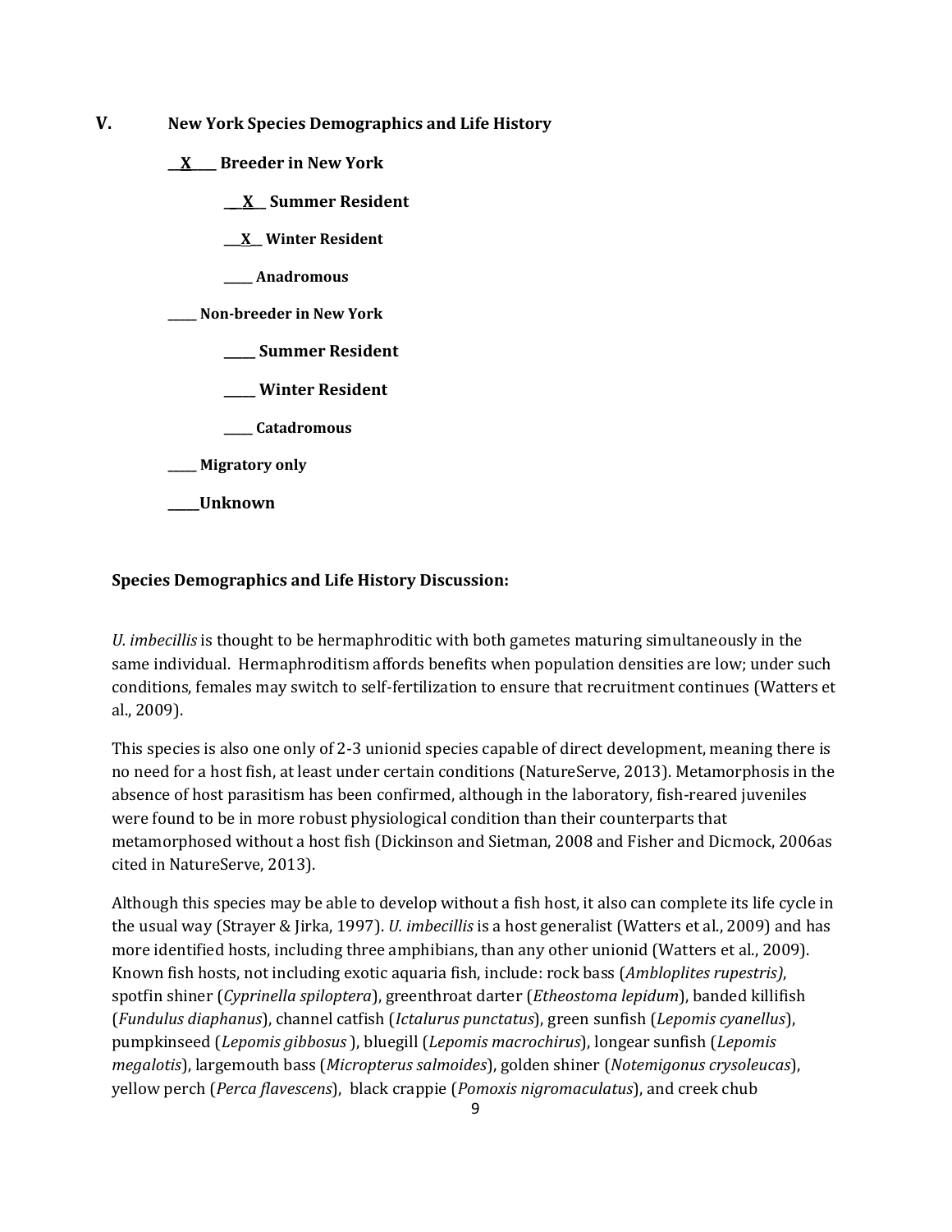## V. New York Species Demographics and Life History

**__X____ Breeder in New York**

**__X__ Summer Resident**

**__X__ Winter Resident**

**_____ Anadromous**

**_____ Non-breeder in New York**

**_____ Summer Resident**

**_____ Winter Resident**

**_____ Catadromous**

**_____ Migratory only**

**_____Unknown**

**Species Demographics and Life History Discussion:**

*U. imbecillis* is thought to be hermaphroditic with both gametes maturing simultaneously in the same individual. Hermaphroditism affords benefits when population densities are low; under such conditions, females may switch to self-fertilization to ensure that recruitment continues (Watters et al., 2009).

This species is also one only of 2-3 unionid species capable of direct development, meaning there is no need for a host fish, at least under certain conditions (NatureServe, 2013). Metamorphosis in the absence of host parasitism has been confirmed, although in the laboratory, fish-reared juveniles were found to be in more robust physiological condition than their counterparts that metamorphosed without a host fish (Dickinson and Sietman, 2008 and Fisher and Dicmock, 2006as cited in NatureServe, 2013).

Although this species may be able to develop without a fish host, it also can complete its life cycle in the usual way (Strayer & Jirka, 1997). *U. imbecillis* is a host generalist (Watters et al., 2009) and has more identified hosts, including three amphibians, than any other unionid (Watters et al., 2009). Known fish hosts, not including exotic aquaria fish, include: rock bass (*Ambloplites rupestris)*, spotfin shiner (*Cyprinella spiloptera*), greenthroat darter (*Etheostoma lepidum*), banded killifish (*Fundulus diaphanus*), channel catfish (*Ictalurus punctatus*), green sunfish (*Lepomis cyanellus*), pumpkinseed (*Lepomis gibbosus* ), bluegill (*Lepomis macrochirus*), longear sunfish (*Lepomis megalotis*), largemouth bass (*Micropterus salmoides*), golden shiner (*Notemigonus crysoleucas*), yellow perch (*Perca flavescens*), black crappie (*Pomoxis nigromaculatus*), and creek chub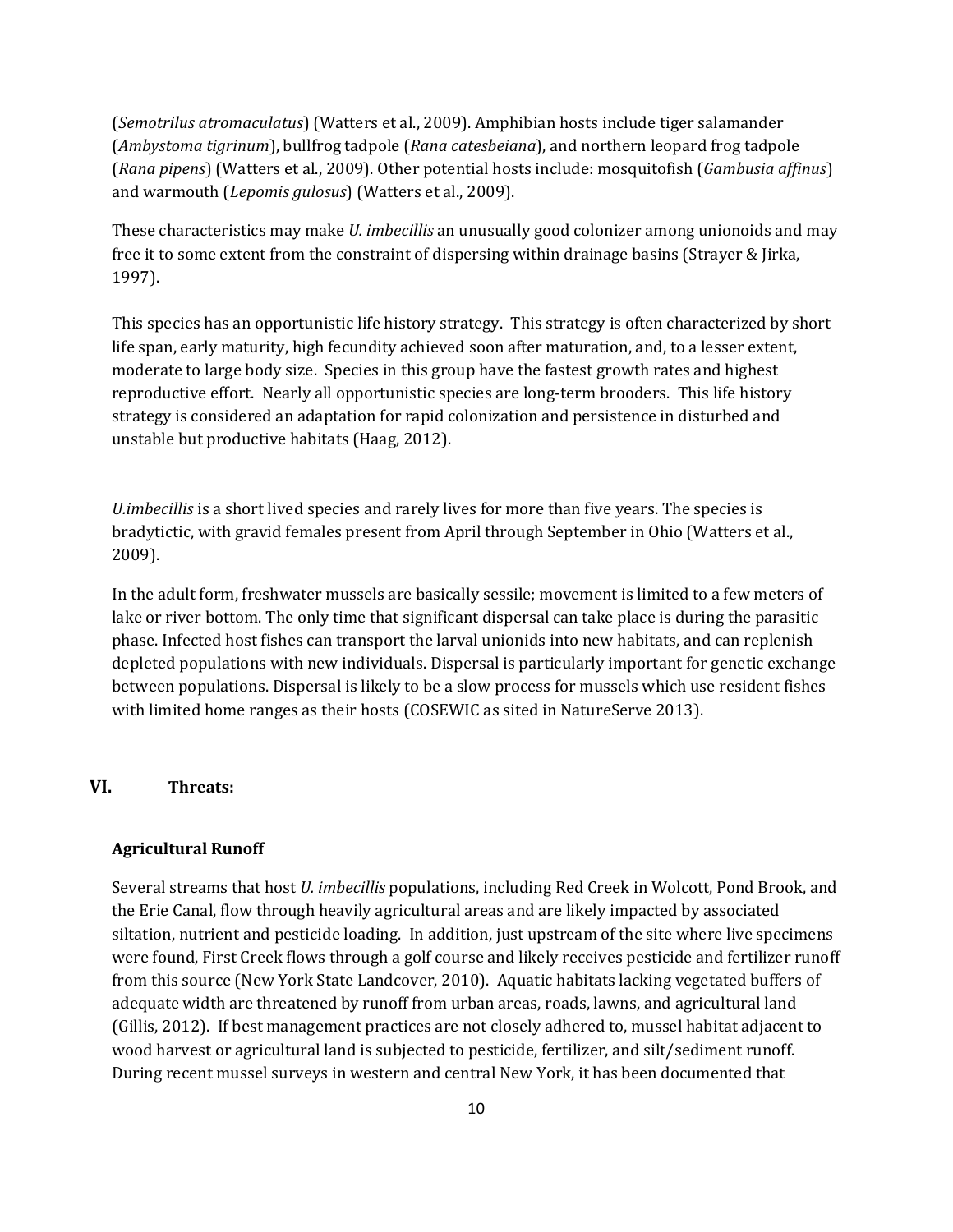(*Semotrilus atromaculatus*) (Watters et al., 2009). Amphibian hosts include tiger salamander (*Ambystoma tigrinum*), bullfrog tadpole (*Rana catesbeiana*), and northern leopard frog tadpole (*Rana pipens*) (Watters et al., 2009). Other potential hosts include: mosquitofish (*Gambusia affinus*) and warmouth (*Lepomis gulosus*) (Watters et al., 2009).

These characteristics may make *U. imbecillis* an unusually good colonizer among unionoids and may free it to some extent from the constraint of dispersing within drainage basins (Strayer & Jirka, 1997).

This species has an opportunistic life history strategy. This strategy is often characterized by short life span, early maturity, high fecundity achieved soon after maturation, and, to a lesser extent, moderate to large body size. Species in this group have the fastest growth rates and highest reproductive effort. Nearly all opportunistic species are long-term brooders. This life history strategy is considered an adaptation for rapid colonization and persistence in disturbed and unstable but productive habitats (Haag, 2012).

*U.imbecillis* is a short lived species and rarely lives for more than five years. The species is bradytictic, with gravid females present from April through September in Ohio (Watters et al., 2009).

In the adult form, freshwater mussels are basically sessile; movement is limited to a few meters of lake or river bottom. The only time that significant dispersal can take place is during the parasitic phase. Infected host fishes can transport the larval unionids into new habitats, and can replenish depleted populations with new individuals. Dispersal is particularly important for genetic exchange between populations. Dispersal is likely to be a slow process for mussels which use resident fishes with limited home ranges as their hosts (COSEWIC as sited in NatureServe 2013).

## VI. Threats:

**Agricultural Runoff**

Several streams that host *U. imbecillis* populations, including Red Creek in Wolcott, Pond Brook, and the Erie Canal, flow through heavily agricultural areas and are likely impacted by associated siltation, nutrient and pesticide loading. In addition, just upstream of the site where live specimens were found, First Creek flows through a golf course and likely receives pesticide and fertilizer runoff from this source (New York State Landcover, 2010). Aquatic habitats lacking vegetated buffers of adequate width are threatened by runoff from urban areas, roads, lawns, and agricultural land (Gillis, 2012). If best management practices are not closely adhered to, mussel habitat adjacent to wood harvest or agricultural land is subjected to pesticide, fertilizer, and silt/sediment runoff. During recent mussel surveys in western and central New York, it has been documented that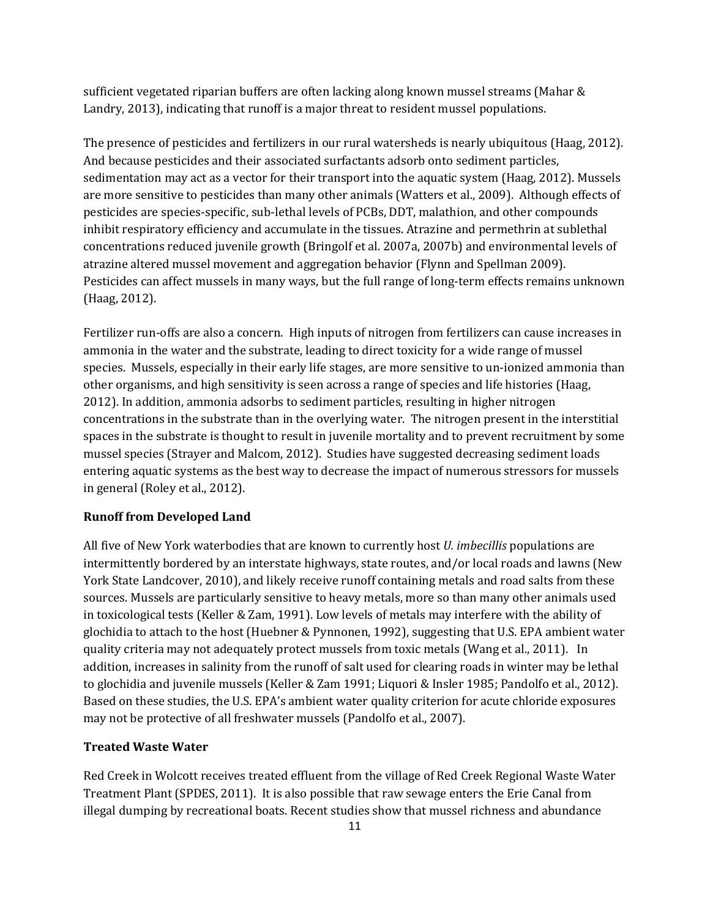sufficient vegetated riparian buffers are often lacking along known mussel streams (Mahar & Landry, 2013), indicating that runoff is a major threat to resident mussel populations.

The presence of pesticides and fertilizers in our rural watersheds is nearly ubiquitous (Haag, 2012). And because pesticides and their associated surfactants adsorb onto sediment particles, sedimentation may act as a vector for their transport into the aquatic system (Haag, 2012). Mussels are more sensitive to pesticides than many other animals (Watters et al., 2009). Although effects of pesticides are species-specific, sub-lethal levels of PCBs, DDT, malathion, and other compounds inhibit respiratory efficiency and accumulate in the tissues. Atrazine and permethrin at sublethal concentrations reduced juvenile growth (Bringolf et al. 2007a, 2007b) and environmental levels of atrazine altered mussel movement and aggregation behavior (Flynn and Spellman 2009). Pesticides can affect mussels in many ways, but the full range of long-term effects remains unknown (Haag, 2012).

Fertilizer run-offs are also a concern. High inputs of nitrogen from fertilizers can cause increases in ammonia in the water and the substrate, leading to direct toxicity for a wide range of mussel species. Mussels, especially in their early life stages, are more sensitive to un-ionized ammonia than other organisms, and high sensitivity is seen across a range of species and life histories (Haag, 2012). In addition, ammonia adsorbs to sediment particles, resulting in higher nitrogen concentrations in the substrate than in the overlying water. The nitrogen present in the interstitial spaces in the substrate is thought to result in juvenile mortality and to prevent recruitment by some mussel species (Strayer and Malcom, 2012). Studies have suggested decreasing sediment loads entering aquatic systems as the best way to decrease the impact of numerous stressors for mussels in general (Roley et al., 2012).

**Runoff from Developed Land**

All five of New York waterbodies that are known to currently host *U. imbecillis* populations are intermittently bordered by an interstate highways, state routes, and/or local roads and lawns (New York State Landcover, 2010), and likely receive runoff containing metals and road salts from these sources. Mussels are particularly sensitive to heavy metals, more so than many other animals used in toxicological tests (Keller & Zam, 1991). Low levels of metals may interfere with the ability of glochidia to attach to the host (Huebner & Pynnonen, 1992), suggesting that U.S. EPA ambient water quality criteria may not adequately protect mussels from toxic metals (Wang et al., 2011). In addition, increases in salinity from the runoff of salt used for clearing roads in winter may be lethal to glochidia and juvenile mussels (Keller & Zam 1991; Liquori & Insler 1985; Pandolfo et al., 2012). Based on these studies, the U.S. EPA's ambient water quality criterion for acute chloride exposures may not be protective of all freshwater mussels (Pandolfo et al., 2007).

**Treated Waste Water**

Red Creek in Wolcott receives treated effluent from the village of Red Creek Regional Waste Water Treatment Plant (SPDES, 2011). It is also possible that raw sewage enters the Erie Canal from illegal dumping by recreational boats. Recent studies show that mussel richness and abundance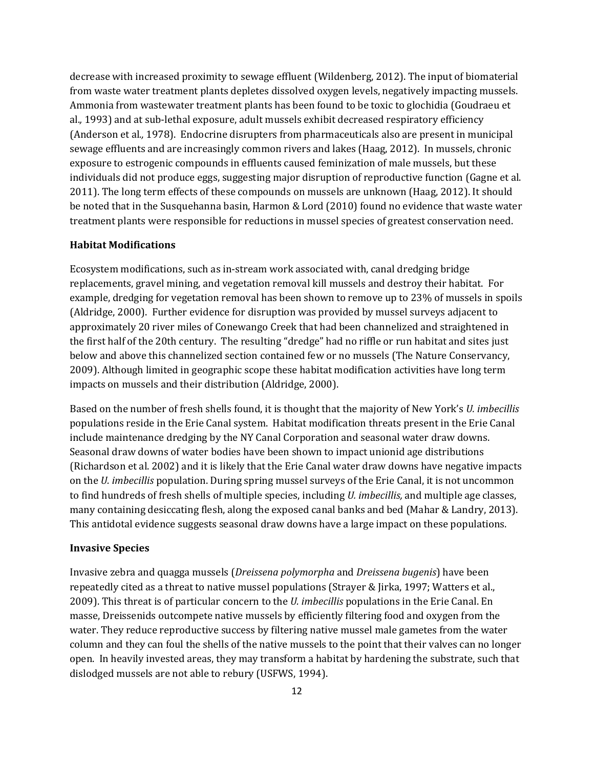decrease with increased proximity to sewage effluent (Wildenberg, 2012). The input of biomaterial from waste water treatment plants depletes dissolved oxygen levels, negatively impacting mussels. Ammonia from wastewater treatment plants has been found to be toxic to glochidia (Goudraeu et al., 1993) and at sub-lethal exposure, adult mussels exhibit decreased respiratory efficiency (Anderson et al., 1978). Endocrine disrupters from pharmaceuticals also are present in municipal sewage effluents and are increasingly common rivers and lakes (Haag, 2012). In mussels, chronic exposure to estrogenic compounds in effluents caused feminization of male mussels, but these individuals did not produce eggs, suggesting major disruption of reproductive function (Gagne et al. 2011). The long term effects of these compounds on mussels are unknown (Haag, 2012). It should be noted that in the Susquehanna basin, Harmon & Lord (2010) found no evidence that waste water treatment plants were responsible for reductions in mussel species of greatest conservation need.

**Habitat Modifications**

Ecosystem modifications, such as in-stream work associated with, canal dredging bridge replacements, gravel mining, and vegetation removal kill mussels and destroy their habitat. For example, dredging for vegetation removal has been shown to remove up to 23% of mussels in spoils (Aldridge, 2000). Further evidence for disruption was provided by mussel surveys adjacent to approximately 20 river miles of Conewango Creek that had been channelized and straightened in the first half of the 20th century. The resulting "dredge" had no riffle or run habitat and sites just below and above this channelized section contained few or no mussels (The Nature Conservancy, 2009). Although limited in geographic scope these habitat modification activities have long term impacts on mussels and their distribution (Aldridge, 2000).

Based on the number of fresh shells found, it is thought that the majority of New York's *U. imbecillis* populations reside in the Erie Canal system. Habitat modification threats present in the Erie Canal include maintenance dredging by the NY Canal Corporation and seasonal water draw downs. Seasonal draw downs of water bodies have been shown to impact unionid age distributions (Richardson et al. 2002) and it is likely that the Erie Canal water draw downs have negative impacts on the *U. imbecillis* population. During spring mussel surveys of the Erie Canal, it is not uncommon to find hundreds of fresh shells of multiple species, including *U. imbecillis,* and multiple age classes, many containing desiccating flesh, along the exposed canal banks and bed (Mahar & Landry, 2013). This antidotal evidence suggests seasonal draw downs have a large impact on these populations.

**Invasive Species**

Invasive zebra and quagga mussels (*Dreissena polymorpha* and *Dreissena bugenis*) have been repeatedly cited as a threat to native mussel populations (Strayer & Jirka, 1997; Watters et al., 2009). This threat is of particular concern to the *U. imbecillis* populations in the Erie Canal. En masse, Dreissenids outcompete native mussels by efficiently filtering food and oxygen from the water. They reduce reproductive success by filtering native mussel male gametes from the water column and they can foul the shells of the native mussels to the point that their valves can no longer open. In heavily invested areas, they may transform a habitat by hardening the substrate, such that dislodged mussels are not able to rebury (USFWS, 1994).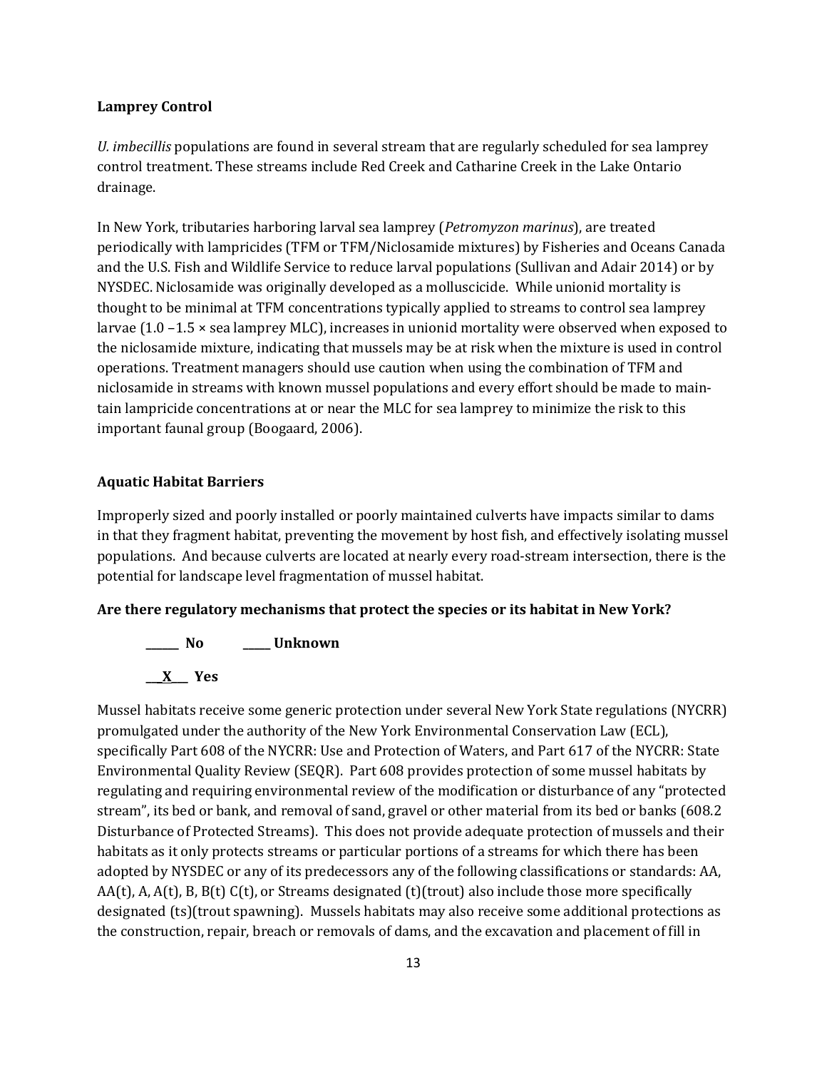**Lamprey Control**

*U. imbecillis* populations are found in several stream that are regularly scheduled for sea lamprey control treatment. These streams include Red Creek and Catharine Creek in the Lake Ontario drainage.

In New York, tributaries harboring larval sea lamprey (*Petromyzon marinus*), are treated periodically with lampricides (TFM or TFM/Niclosamide mixtures) by Fisheries and Oceans Canada and the U.S. Fish and Wildlife Service to reduce larval populations (Sullivan and Adair 2014) or by NYSDEC. Niclosamide was originally developed as a molluscicide. While unionid mortality is thought to be minimal at TFM concentrations typically applied to streams to control sea lamprey larvae (1.0 –1.5 × sea lamprey MLC), increases in unionid mortality were observed when exposed to the niclosamide mixture, indicating that mussels may be at risk when the mixture is used in control operations. Treatment managers should use caution when using the combination of TFM and niclosamide in streams with known mussel populations and every effort should be made to maintain lampricide concentrations at or near the MLC for sea lamprey to minimize the risk to this important faunal group (Boogaard, 2006).

**Aquatic Habitat Barriers**

Improperly sized and poorly installed or poorly maintained culverts have impacts similar to dams in that they fragment habitat, preventing the movement by host fish, and effectively isolating mussel populations. And because culverts are located at nearly every road-stream intersection, there is the potential for landscape level fragmentation of mussel habitat.

**Are there regulatory mechanisms that protect the species or its habitat in New York?**

**______ No     _____ Unknown**

**\_\_X\_\_\_ Yes**

Mussel habitats receive some generic protection under several New York State regulations (NYCRR) promulgated under the authority of the New York Environmental Conservation Law (ECL), specifically Part 608 of the NYCRR: Use and Protection of Waters, and Part 617 of the NYCRR: State Environmental Quality Review (SEQR). Part 608 provides protection of some mussel habitats by regulating and requiring environmental review of the modification or disturbance of any "protected stream", its bed or bank, and removal of sand, gravel or other material from its bed or banks (608.2 Disturbance of Protected Streams). This does not provide adequate protection of mussels and their habitats as it only protects streams or particular portions of a streams for which there has been adopted by NYSDEC or any of its predecessors any of the following classifications or standards: AA, AA(t), A, A(t), B, B(t) C(t), or Streams designated (t)(trout) also include those more specifically designated (ts)(trout spawning). Mussels habitats may also receive some additional protections as the construction, repair, breach or removals of dams, and the excavation and placement of fill in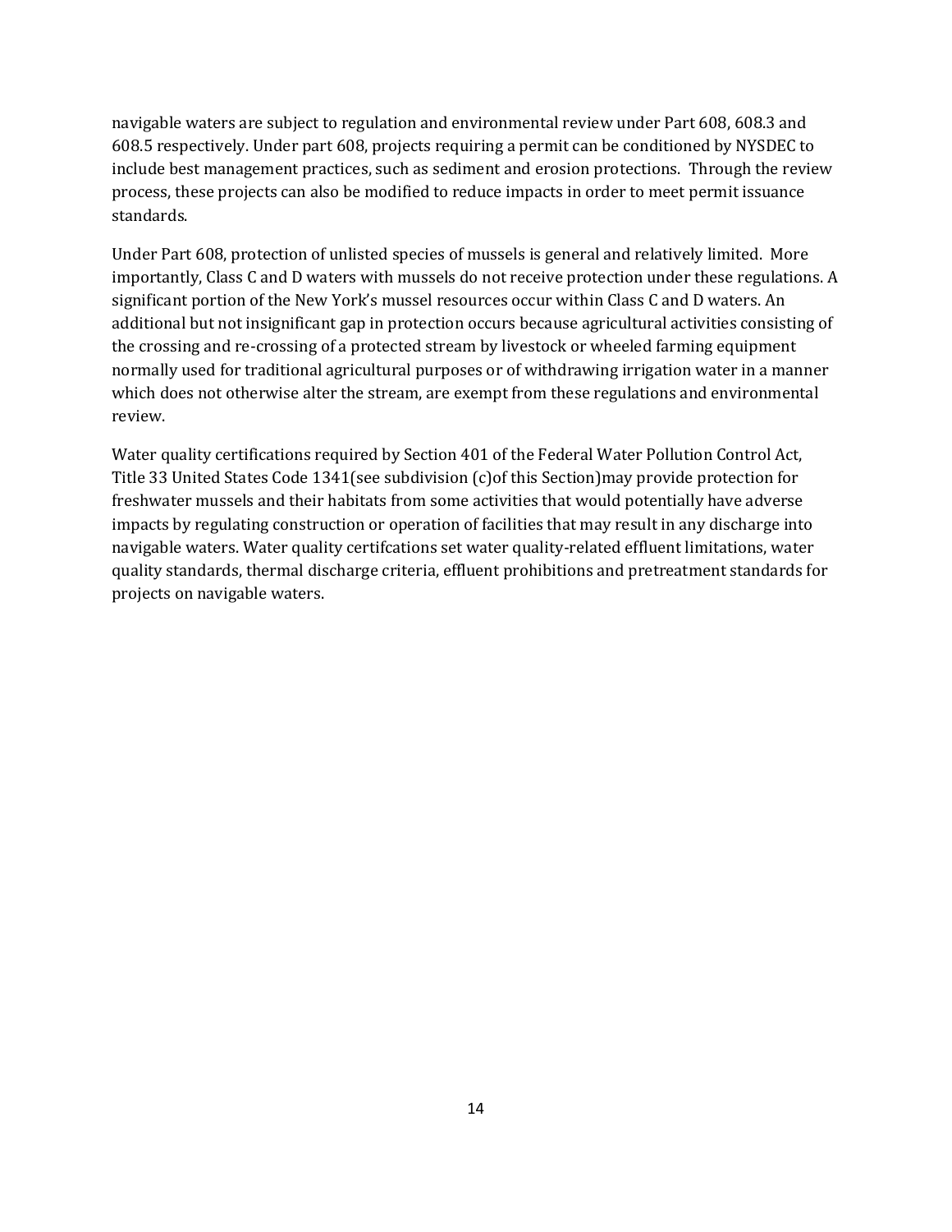navigable waters are subject to regulation and environmental review under Part 608, 608.3 and 608.5 respectively. Under part 608, projects requiring a permit can be conditioned by NYSDEC to include best management practices, such as sediment and erosion protections. Through the review process, these projects can also be modified to reduce impacts in order to meet permit issuance standards.

Under Part 608, protection of unlisted species of mussels is general and relatively limited. More importantly, Class C and D waters with mussels do not receive protection under these regulations. A significant portion of the New York's mussel resources occur within Class C and D waters. An additional but not insignificant gap in protection occurs because agricultural activities consisting of the crossing and re-crossing of a protected stream by livestock or wheeled farming equipment normally used for traditional agricultural purposes or of withdrawing irrigation water in a manner which does not otherwise alter the stream, are exempt from these regulations and environmental review.

Water quality certifications required by Section 401 of the Federal Water Pollution Control Act, Title 33 United States Code 1341(see subdivision (c)of this Section)may provide protection for freshwater mussels and their habitats from some activities that would potentially have adverse impacts by regulating construction or operation of facilities that may result in any discharge into navigable waters. Water quality certifcations set water quality-related effluent limitations, water quality standards, thermal discharge criteria, effluent prohibitions and pretreatment standards for projects on navigable waters.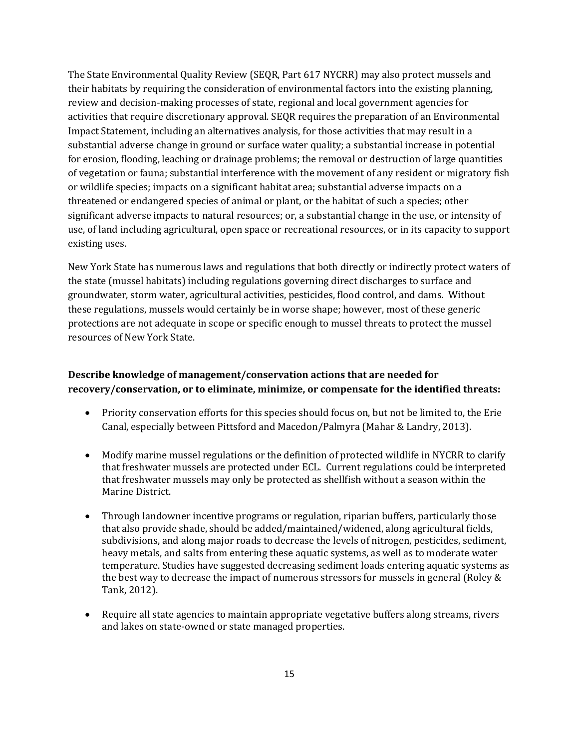The State Environmental Quality Review (SEQR, Part 617 NYCRR) may also protect mussels and their habitats by requiring the consideration of environmental factors into the existing planning, review and decision-making processes of state, regional and local government agencies for activities that require discretionary approval. SEQR requires the preparation of an Environmental Impact Statement, including an alternatives analysis, for those activities that may result in a substantial adverse change in ground or surface water quality; a substantial increase in potential for erosion, flooding, leaching or drainage problems; the removal or destruction of large quantities of vegetation or fauna; substantial interference with the movement of any resident or migratory fish or wildlife species; impacts on a significant habitat area; substantial adverse impacts on a threatened or endangered species of animal or plant, or the habitat of such a species; other significant adverse impacts to natural resources; or, a substantial change in the use, or intensity of use, of land including agricultural, open space or recreational resources, or in its capacity to support existing uses.

New York State has numerous laws and regulations that both directly or indirectly protect waters of the state (mussel habitats) including regulations governing direct discharges to surface and groundwater, storm water, agricultural activities, pesticides, flood control, and dams. Without these regulations, mussels would certainly be in worse shape; however, most of these generic protections are not adequate in scope or specific enough to mussel threats to protect the mussel resources of New York State.

**Describe knowledge of management/conservation actions that are needed for recovery/conservation, or to eliminate, minimize, or compensate for the identified threats:**

- Priority conservation efforts for this species should focus on, but not be limited to, the Erie Canal, especially between Pittsford and Macedon/Palmyra (Mahar & Landry, 2013).

- Modify marine mussel regulations or the definition of protected wildlife in NYCRR to clarify that freshwater mussels are protected under ECL. Current regulations could be interpreted that freshwater mussels may only be protected as shellfish without a season within the Marine District.

- Through landowner incentive programs or regulation, riparian buffers, particularly those that also provide shade, should be added/maintained/widened, along agricultural fields, subdivisions, and along major roads to decrease the levels of nitrogen, pesticides, sediment, heavy metals, and salts from entering these aquatic systems, as well as to moderate water temperature. Studies have suggested decreasing sediment loads entering aquatic systems as the best way to decrease the impact of numerous stressors for mussels in general (Roley & Tank, 2012).

- Require all state agencies to maintain appropriate vegetative buffers along streams, rivers and lakes on state-owned or state managed properties.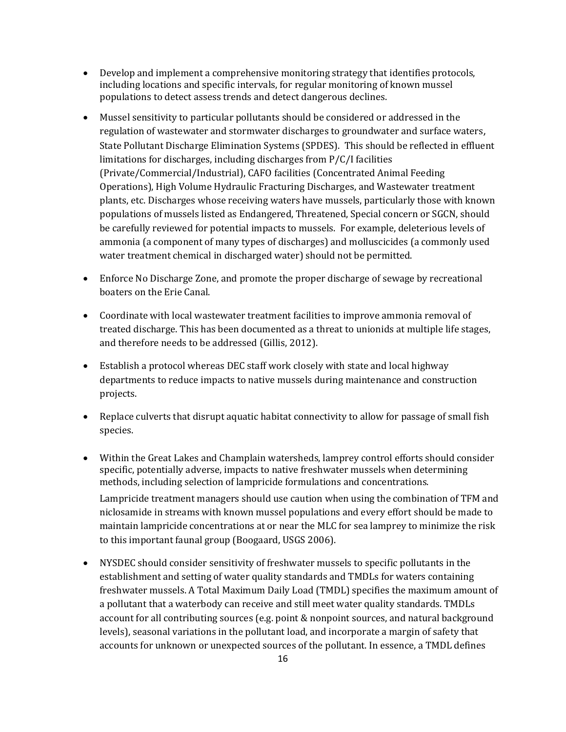- Develop and implement a comprehensive monitoring strategy that identifies protocols, including locations and specific intervals, for regular monitoring of known mussel populations to detect assess trends and detect dangerous declines.

- Mussel sensitivity to particular pollutants should be considered or addressed in the regulation of wastewater and stormwater discharges to groundwater and surface waters, State Pollutant Discharge Elimination Systems (SPDES). This should be reflected in effluent limitations for discharges, including discharges from P/C/I facilities (Private/Commercial/Industrial), CAFO facilities (Concentrated Animal Feeding Operations), High Volume Hydraulic Fracturing Discharges, and Wastewater treatment plants, etc. Discharges whose receiving waters have mussels, particularly those with known populations of mussels listed as Endangered, Threatened, Special concern or SGCN, should be carefully reviewed for potential impacts to mussels. For example, deleterious levels of ammonia (a component of many types of discharges) and molluscicides (a commonly used water treatment chemical in discharged water) should not be permitted.

- Enforce No Discharge Zone, and promote the proper discharge of sewage by recreational boaters on the Erie Canal.

- Coordinate with local wastewater treatment facilities to improve ammonia removal of treated discharge. This has been documented as a threat to unionids at multiple life stages, and therefore needs to be addressed (Gillis, 2012).

- Establish a protocol whereas DEC staff work closely with state and local highway departments to reduce impacts to native mussels during maintenance and construction projects.

- Replace culverts that disrupt aquatic habitat connectivity to allow for passage of small fish species.

- Within the Great Lakes and Champlain watersheds, lamprey control efforts should consider specific, potentially adverse, impacts to native freshwater mussels when determining methods, including selection of lampricide formulations and concentrations.

  Lampricide treatment managers should use caution when using the combination of TFM and niclosamide in streams with known mussel populations and every effort should be made to maintain lampricide concentrations at or near the MLC for sea lamprey to minimize the risk to this important faunal group (Boogaard, USGS 2006).

- NYSDEC should consider sensitivity of freshwater mussels to specific pollutants in the establishment and setting of water quality standards and TMDLs for waters containing freshwater mussels. A Total Maximum Daily Load (TMDL) specifies the maximum amount of a pollutant that a waterbody can receive and still meet water quality standards. TMDLs account for all contributing sources (e.g. point & nonpoint sources, and natural background levels), seasonal variations in the pollutant load, and incorporate a margin of safety that accounts for unknown or unexpected sources of the pollutant. In essence, a TMDL defines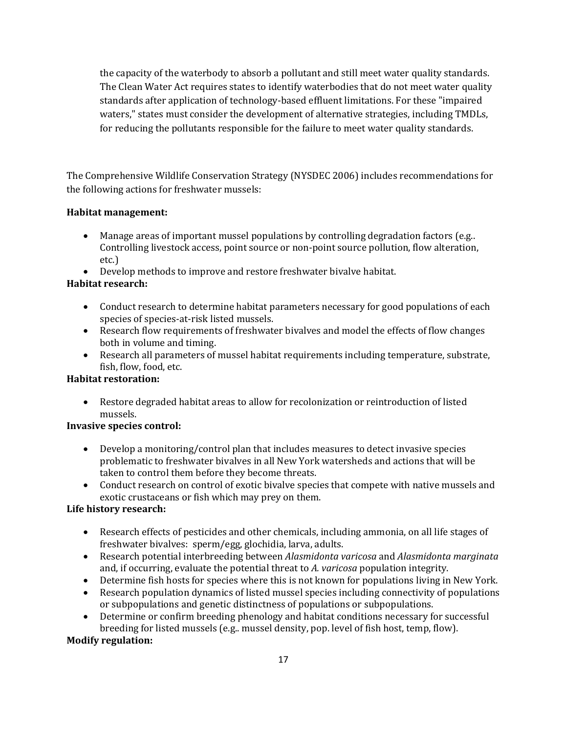the capacity of the waterbody to absorb a pollutant and still meet water quality standards. The Clean Water Act requires states to identify waterbodies that do not meet water quality standards after application of technology-based effluent limitations. For these "impaired waters," states must consider the development of alternative strategies, including TMDLs, for reducing the pollutants responsible for the failure to meet water quality standards.

The Comprehensive Wildlife Conservation Strategy (NYSDEC 2006) includes recommendations for the following actions for freshwater mussels:

**Habitat management:**

- Manage areas of important mussel populations by controlling degradation factors (e.g.. Controlling livestock access, point source or non-point source pollution, flow alteration, etc.)
- Develop methods to improve and restore freshwater bivalve habitat.

**Habitat research:**

- Conduct research to determine habitat parameters necessary for good populations of each species of species-at-risk listed mussels.
- Research flow requirements of freshwater bivalves and model the effects of flow changes both in volume and timing.
- Research all parameters of mussel habitat requirements including temperature, substrate, fish, flow, food, etc.

**Habitat restoration:**

- Restore degraded habitat areas to allow for recolonization or reintroduction of listed mussels.

**Invasive species control:**

- Develop a monitoring/control plan that includes measures to detect invasive species problematic to freshwater bivalves in all New York watersheds and actions that will be taken to control them before they become threats.
- Conduct research on control of exotic bivalve species that compete with native mussels and exotic crustaceans or fish which may prey on them.

**Life history research:**

- Research effects of pesticides and other chemicals, including ammonia, on all life stages of freshwater bivalves: sperm/egg, glochidia, larva, adults.
- Research potential interbreeding between *Alasmidonta varicosa* and *Alasmidonta marginata* and, if occurring, evaluate the potential threat to *A. varicosa* population integrity.
- Determine fish hosts for species where this is not known for populations living in New York.
- Research population dynamics of listed mussel species including connectivity of populations or subpopulations and genetic distinctness of populations or subpopulations.
- Determine or confirm breeding phenology and habitat conditions necessary for successful breeding for listed mussels (e.g.. mussel density, pop. level of fish host, temp, flow).

**Modify regulation:**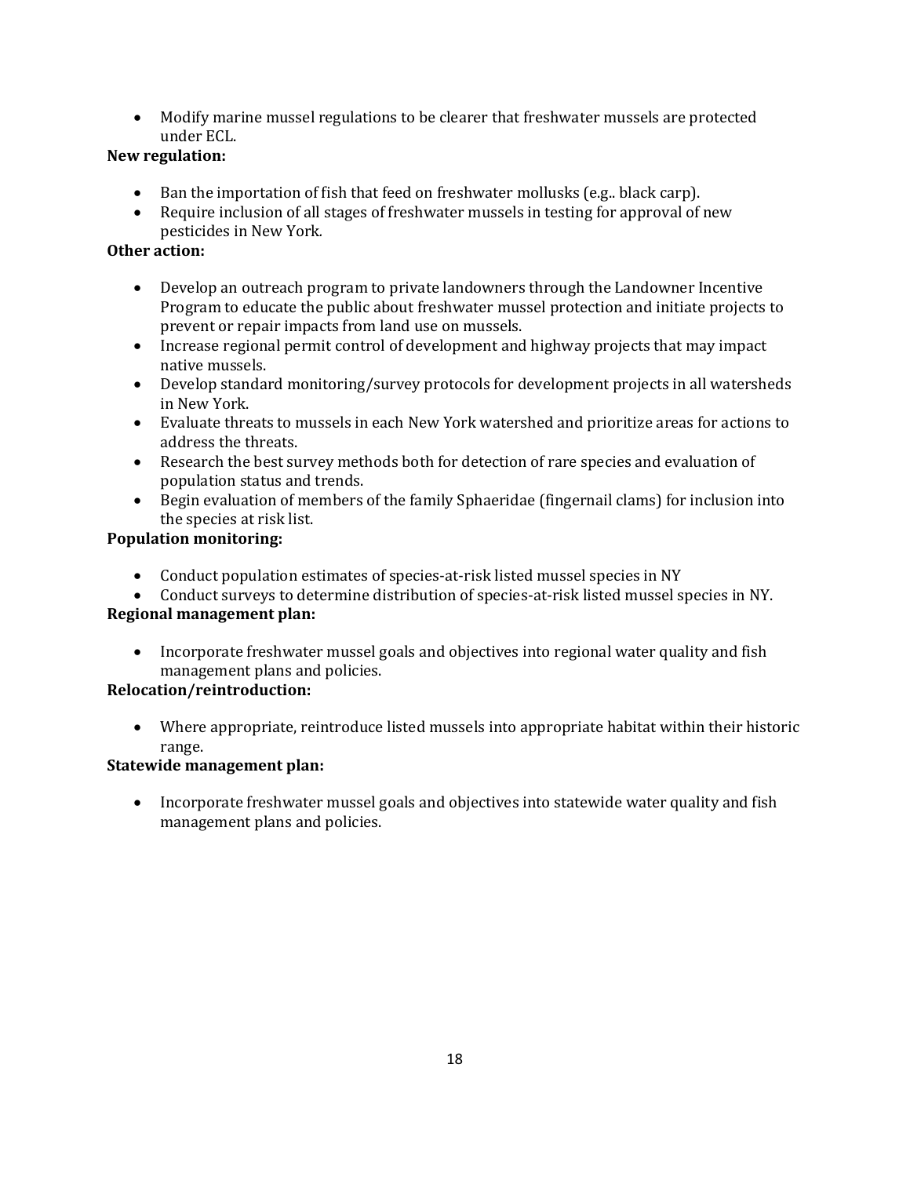- Modify marine mussel regulations to be clearer that freshwater mussels are protected under ECL.

**New regulation:**

- Ban the importation of fish that feed on freshwater mollusks (e.g.. black carp).
- Require inclusion of all stages of freshwater mussels in testing for approval of new pesticides in New York.

**Other action:**

- Develop an outreach program to private landowners through the Landowner Incentive Program to educate the public about freshwater mussel protection and initiate projects to prevent or repair impacts from land use on mussels.
- Increase regional permit control of development and highway projects that may impact native mussels.
- Develop standard monitoring/survey protocols for development projects in all watersheds in New York.
- Evaluate threats to mussels in each New York watershed and prioritize areas for actions to address the threats.
- Research the best survey methods both for detection of rare species and evaluation of population status and trends.
- Begin evaluation of members of the family Sphaeridae (fingernail clams) for inclusion into the species at risk list.

**Population monitoring:**

- Conduct population estimates of species-at-risk listed mussel species in NY
- Conduct surveys to determine distribution of species-at-risk listed mussel species in NY.

**Regional management plan:**

- Incorporate freshwater mussel goals and objectives into regional water quality and fish management plans and policies.

**Relocation/reintroduction:**

- Where appropriate, reintroduce listed mussels into appropriate habitat within their historic range.

**Statewide management plan:**

- Incorporate freshwater mussel goals and objectives into statewide water quality and fish management plans and policies.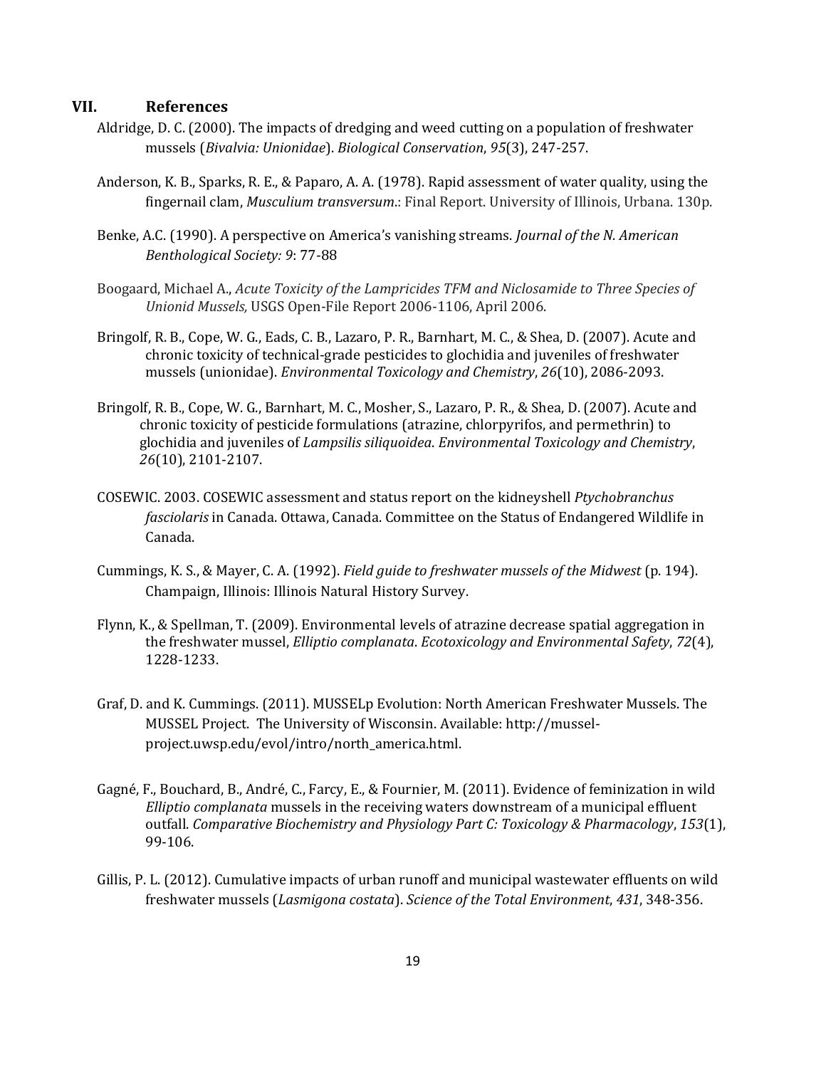## VII. References

Aldridge, D. C. (2000). The impacts of dredging and weed cutting on a population of freshwater mussels (*Bivalvia: Unionidae*). *Biological Conservation*, *95*(3), 247-257.

Anderson, K. B., Sparks, R. E., & Paparo, A. A. (1978). Rapid assessment of water quality, using the fingernail clam, *Musculium transversum*.: Final Report. University of Illinois, Urbana. 130p.

Benke, A.C. (1990). A perspective on America's vanishing streams. *Journal of the N. American Benthological Society: 9*: 77-88

Boogaard, Michael A., *Acute Toxicity of the Lampricides TFM and Niclosamide to Three Species of Unionid Mussels,* USGS Open-File Report 2006-1106, April 2006.

Bringolf, R. B., Cope, W. G., Eads, C. B., Lazaro, P. R., Barnhart, M. C., & Shea, D. (2007). Acute and chronic toxicity of technical-grade pesticides to glochidia and juveniles of freshwater mussels (unionidae). *Environmental Toxicology and Chemistry*, *26*(10), 2086-2093.

Bringolf, R. B., Cope, W. G., Barnhart, M. C., Mosher, S., Lazaro, P. R., & Shea, D. (2007). Acute and chronic toxicity of pesticide formulations (atrazine, chlorpyrifos, and permethrin) to glochidia and juveniles of *Lampsilis siliquoidea*. *Environmental Toxicology and Chemistry*, *26*(10), 2101-2107.

COSEWIC. 2003. COSEWIC assessment and status report on the kidneyshell *Ptychobranchus fasciolaris* in Canada. Ottawa, Canada. Committee on the Status of Endangered Wildlife in Canada.

Cummings, K. S., & Mayer, C. A. (1992). *Field guide to freshwater mussels of the Midwest* (p. 194). Champaign, Illinois: Illinois Natural History Survey.

Flynn, K., & Spellman, T. (2009). Environmental levels of atrazine decrease spatial aggregation in the freshwater mussel, *Elliptio complanata*. *Ecotoxicology and Environmental Safety*, *72*(4), 1228-1233.

Graf, D. and K. Cummings. (2011). MUSSELp Evolution: North American Freshwater Mussels. The MUSSEL Project. The University of Wisconsin. Available: http://mussel-project.uwsp.edu/evol/intro/north_america.html.

Gagné, F., Bouchard, B., André, C., Farcy, E., & Fournier, M. (2011). Evidence of feminization in wild *Elliptio complanata* mussels in the receiving waters downstream of a municipal effluent outfall. *Comparative Biochemistry and Physiology Part C: Toxicology & Pharmacology*, *153*(1), 99-106.

Gillis, P. L. (2012). Cumulative impacts of urban runoff and municipal wastewater effluents on wild freshwater mussels (*Lasmigona costata*). *Science of the Total Environment*, *431*, 348-356.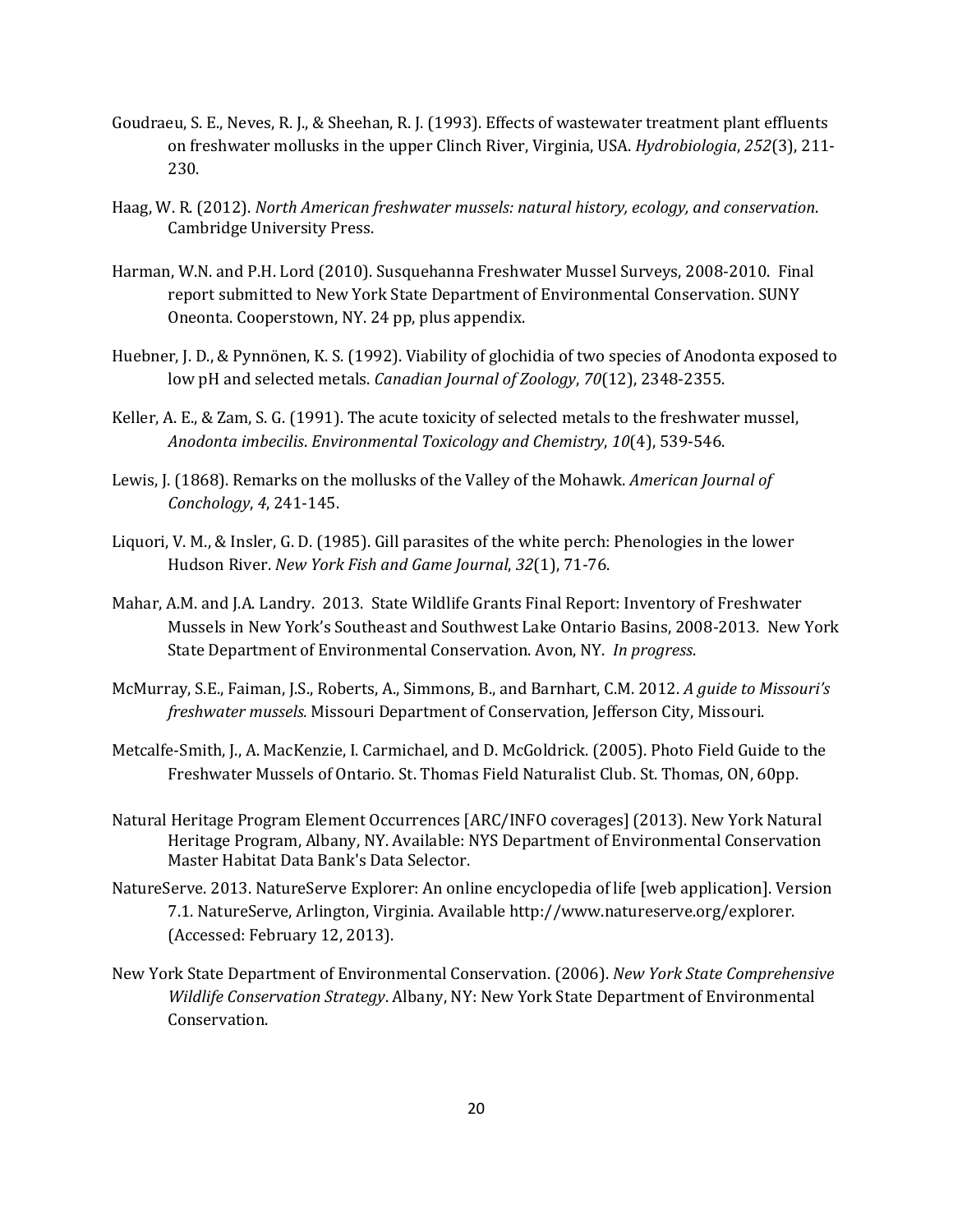Goudraeu, S. E., Neves, R. J., & Sheehan, R. J. (1993). Effects of wastewater treatment plant effluents on freshwater mollusks in the upper Clinch River, Virginia, USA. *Hydrobiologia*, *252*(3), 211-230.

Haag, W. R. (2012). *North American freshwater mussels: natural history, ecology, and conservation*. Cambridge University Press.

Harman, W.N. and P.H. Lord (2010). Susquehanna Freshwater Mussel Surveys, 2008-2010. Final report submitted to New York State Department of Environmental Conservation. SUNY Oneonta. Cooperstown, NY. 24 pp, plus appendix.

Huebner, J. D., & Pynnönen, K. S. (1992). Viability of glochidia of two species of Anodonta exposed to low pH and selected metals. *Canadian Journal of Zoology*, *70*(12), 2348-2355.

Keller, A. E., & Zam, S. G. (1991). The acute toxicity of selected metals to the freshwater mussel, *Anodonta imbecilis*. *Environmental Toxicology and Chemistry*, *10*(4), 539-546.

Lewis, J. (1868). Remarks on the mollusks of the Valley of the Mohawk. *American Journal of Conchology*, *4*, 241-145.

Liquori, V. M., & Insler, G. D. (1985). Gill parasites of the white perch: Phenologies in the lower Hudson River. *New York Fish and Game Journal*, *32*(1), 71-76.

Mahar, A.M. and J.A. Landry. 2013. State Wildlife Grants Final Report: Inventory of Freshwater Mussels in New York's Southeast and Southwest Lake Ontario Basins, 2008-2013. New York State Department of Environmental Conservation. Avon, NY. *In progress*.

McMurray, S.E., Faiman, J.S., Roberts, A., Simmons, B., and Barnhart, C.M. 2012. *A guide to Missouri's freshwater mussels.* Missouri Department of Conservation, Jefferson City, Missouri.

Metcalfe-Smith, J., A. MacKenzie, I. Carmichael, and D. McGoldrick. (2005). Photo Field Guide to the Freshwater Mussels of Ontario. St. Thomas Field Naturalist Club. St. Thomas, ON, 60pp.

Natural Heritage Program Element Occurrences [ARC/INFO coverages] (2013). New York Natural Heritage Program, Albany, NY. Available: NYS Department of Environmental Conservation Master Habitat Data Bank's Data Selector.

NatureServe. 2013. NatureServe Explorer: An online encyclopedia of life [web application]. Version 7.1. NatureServe, Arlington, Virginia. Available http://www.natureserve.org/explorer. (Accessed: February 12, 2013).

New York State Department of Environmental Conservation. (2006). *New York State Comprehensive Wildlife Conservation Strategy*. Albany, NY: New York State Department of Environmental Conservation.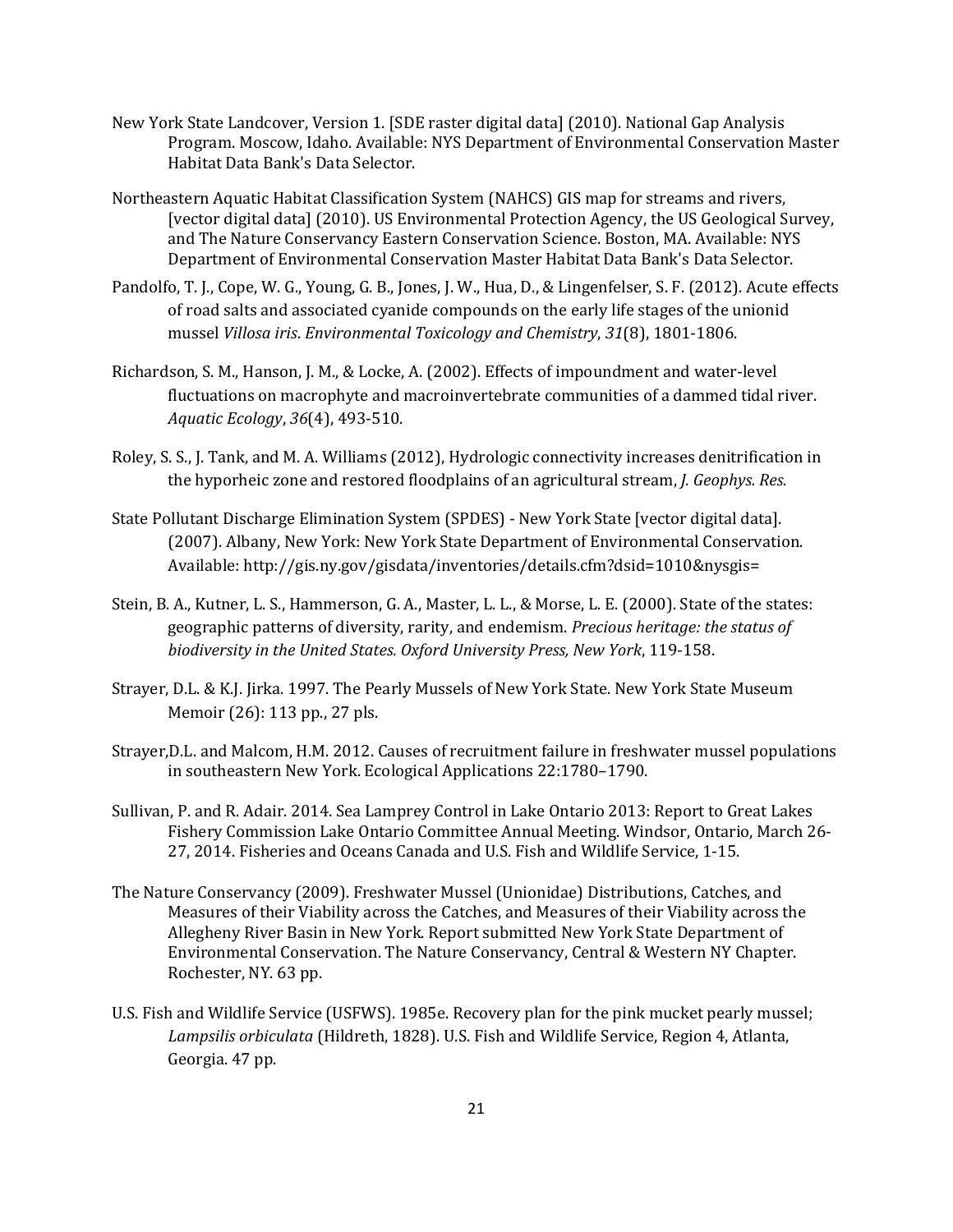New York State Landcover, Version 1. [SDE raster digital data] (2010). National Gap Analysis Program. Moscow, Idaho. Available: NYS Department of Environmental Conservation Master Habitat Data Bank's Data Selector.

Northeastern Aquatic Habitat Classification System (NAHCS) GIS map for streams and rivers, [vector digital data] (2010). US Environmental Protection Agency, the US Geological Survey, and The Nature Conservancy Eastern Conservation Science. Boston, MA. Available: NYS Department of Environmental Conservation Master Habitat Data Bank's Data Selector.

Pandolfo, T. J., Cope, W. G., Young, G. B., Jones, J. W., Hua, D., & Lingenfelser, S. F. (2012). Acute effects of road salts and associated cyanide compounds on the early life stages of the unionid mussel *Villosa iris*. *Environmental Toxicology and Chemistry*, *31*(8), 1801-1806.

Richardson, S. M., Hanson, J. M., & Locke, A. (2002). Effects of impoundment and water-level fluctuations on macrophyte and macroinvertebrate communities of a dammed tidal river. *Aquatic Ecology*, *36*(4), 493-510.

Roley, S. S., J. Tank, and M. A. Williams (2012), Hydrologic connectivity increases denitrification in the hyporheic zone and restored floodplains of an agricultural stream, *J. Geophys. Res.*

State Pollutant Discharge Elimination System (SPDES) - New York State [vector digital data]. (2007). Albany, New York: New York State Department of Environmental Conservation. Available: http://gis.ny.gov/gisdata/inventories/details.cfm?dsid=1010&nysgis=

Stein, B. A., Kutner, L. S., Hammerson, G. A., Master, L. L., & Morse, L. E. (2000). State of the states: geographic patterns of diversity, rarity, and endemism. *Precious heritage: the status of biodiversity in the United States. Oxford University Press, New York*, 119-158.

Strayer, D.L. & K.J. Jirka. 1997. The Pearly Mussels of New York State. New York State Museum Memoir (26): 113 pp., 27 pls.

Strayer,D.L. and Malcom, H.M. 2012. Causes of recruitment failure in freshwater mussel populations in southeastern New York. Ecological Applications 22:1780–1790.

Sullivan, P. and R. Adair. 2014. Sea Lamprey Control in Lake Ontario 2013: Report to Great Lakes Fishery Commission Lake Ontario Committee Annual Meeting. Windsor, Ontario, March 26-27, 2014. Fisheries and Oceans Canada and U.S. Fish and Wildlife Service, 1-15.

The Nature Conservancy (2009). Freshwater Mussel (Unionidae) Distributions, Catches, and Measures of their Viability across the Catches, and Measures of their Viability across the Allegheny River Basin in New York. Report submitted New York State Department of Environmental Conservation. The Nature Conservancy, Central & Western NY Chapter. Rochester, NY. 63 pp.

U.S. Fish and Wildlife Service (USFWS). 1985e. Recovery plan for the pink mucket pearly mussel; *Lampsilis orbiculata* (Hildreth, 1828). U.S. Fish and Wildlife Service, Region 4, Atlanta, Georgia. 47 pp.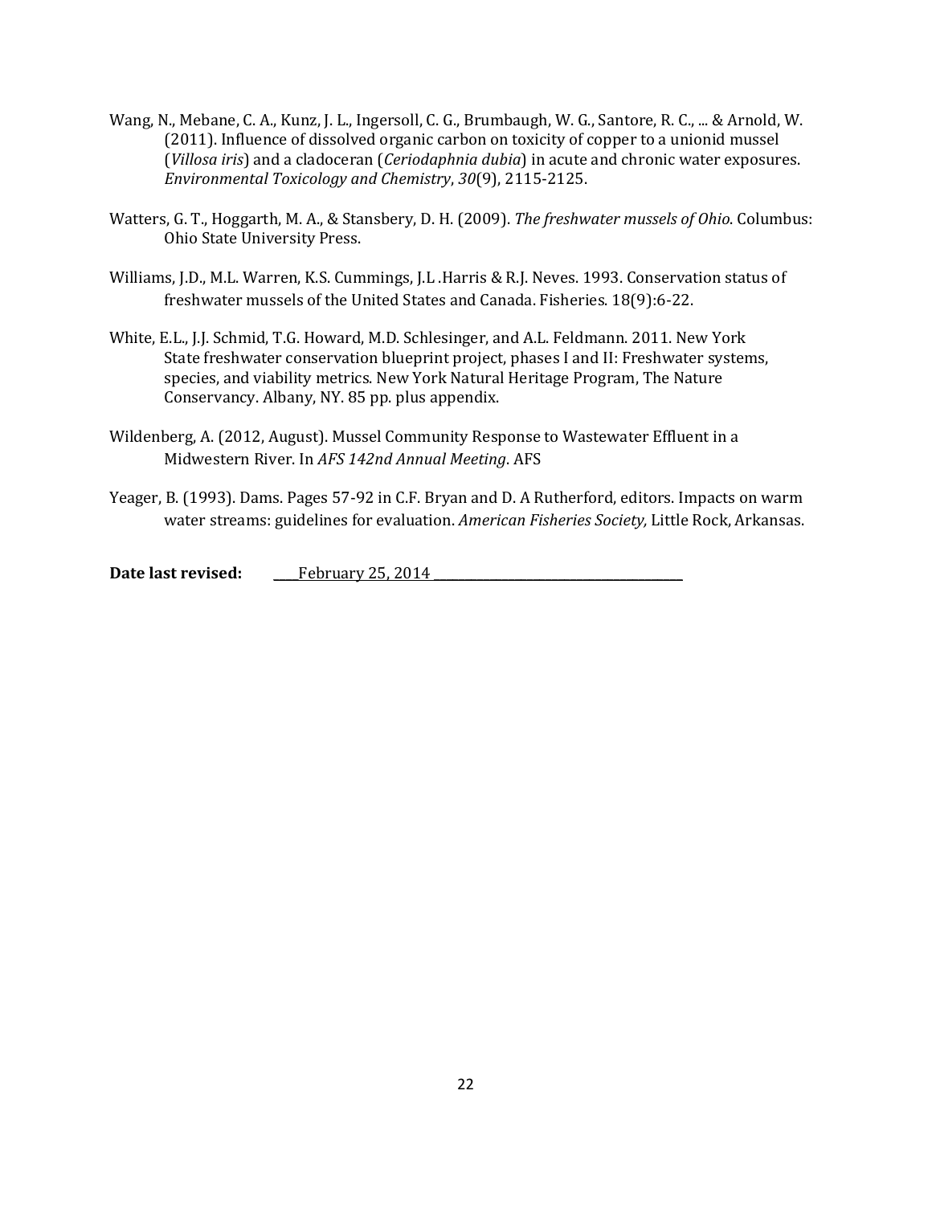Wang, N., Mebane, C. A., Kunz, J. L., Ingersoll, C. G., Brumbaugh, W. G., Santore, R. C., ... & Arnold, W. (2011). Influence of dissolved organic carbon on toxicity of copper to a unionid mussel (*Villosa iris*) and a cladoceran (*Ceriodaphnia dubia*) in acute and chronic water exposures. *Environmental Toxicology and Chemistry*, *30*(9), 2115-2125.

Watters, G. T., Hoggarth, M. A., & Stansbery, D. H. (2009). *The freshwater mussels of Ohio*. Columbus: Ohio State University Press.

Williams, J.D., M.L. Warren, K.S. Cummings, J.L .Harris & R.J. Neves. 1993. Conservation status of freshwater mussels of the United States and Canada. Fisheries. 18(9):6-22.

White, E.L., J.J. Schmid, T.G. Howard, M.D. Schlesinger, and A.L. Feldmann. 2011. New York State freshwater conservation blueprint project, phases I and II: Freshwater systems, species, and viability metrics. New York Natural Heritage Program, The Nature Conservancy. Albany, NY. 85 pp. plus appendix.

Wildenberg, A. (2012, August). Mussel Community Response to Wastewater Effluent in a Midwestern River. In *AFS 142nd Annual Meeting*. AFS

Yeager, B. (1993). Dams. Pages 57-92 in C.F. Bryan and D. A Rutherford, editors. Impacts on warm water streams: guidelines for evaluation. *American Fisheries Society,* Little Rock, Arkansas.

**Date last revised:** February 25, 2014